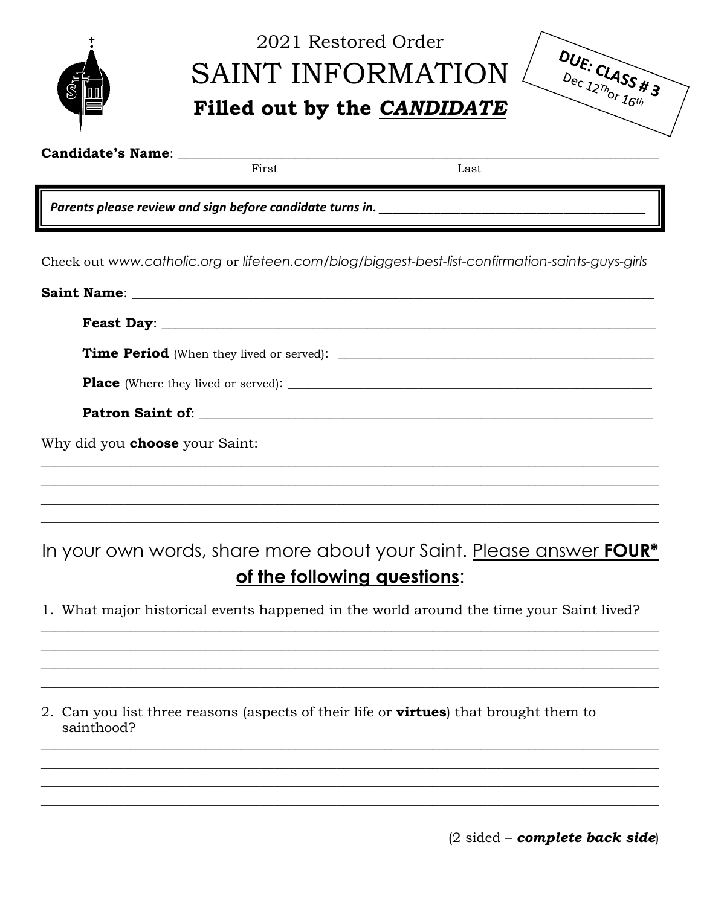# 2021 Restored Order

# SAINT INFORMATION

## Filled out by the *CANDIDATE*

**DUE: CLASS # 3**
Dec 12Th or 16th

**Candidate's Name**: ______________________________________________

First                                        Last

***Parents please review and sign before candidate turns in.*** ______________________________

Check out *www.catholic.org* or *lifeteen.com/blog/biggest-best-list-confirmation-saints-guys-girls*

**Saint Name**: ______________________________________________

**Feast Day**: ______________________________________________

**Time Period** (When they lived or served): ______________________________

**Place** (Where they lived or served): ______________________________

**Patron Saint of**: ______________________________________________

Why did you **choose** your Saint:

______________________________________________
______________________________________________
______________________________________________
______________________________________________

In your own words, share more about your Saint. Please answer **FOUR*** **of the following questions**:

1. What major historical events happened in the world around the time your Saint lived?

______________________________________________
______________________________________________
______________________________________________
______________________________________________

2. Can you list three reasons (aspects of their life or **virtues**) that brought them to sainthood?

______________________________________________
______________________________________________
______________________________________________
______________________________________________

(2 sided – ***complete back side***)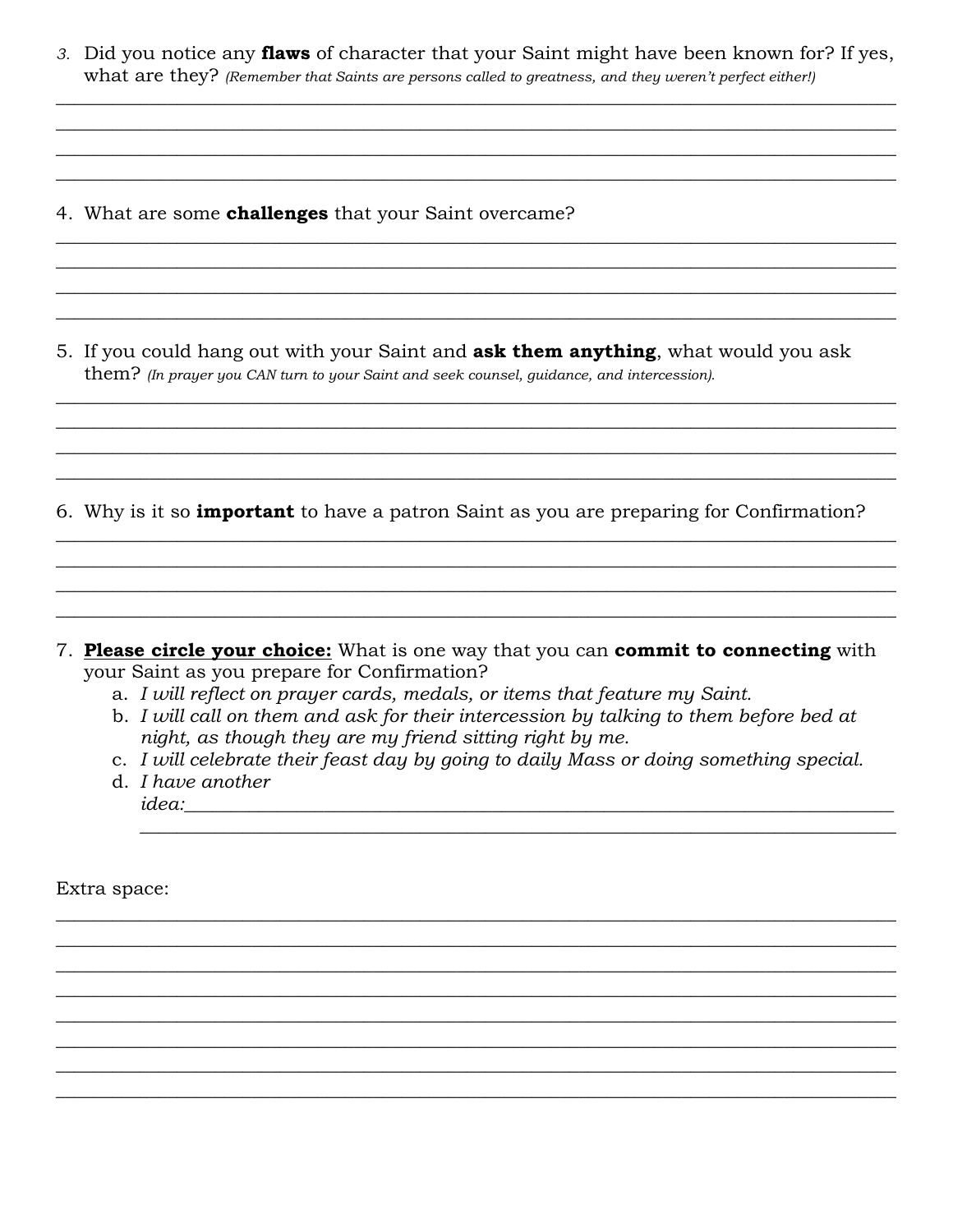3. Did you notice any **flaws** of character that your Saint might have been known for? If yes, what are they? *(Remember that Saints are persons called to greatness, and they weren't perfect either!)*

____________________________________________________________________________________
____________________________________________________________________________________
____________________________________________________________________________________
____________________________________________________________________________________

4. What are some **challenges** that your Saint overcame?

____________________________________________________________________________________
____________________________________________________________________________________
____________________________________________________________________________________
____________________________________________________________________________________

5. If you could hang out with your Saint and **ask them anything**, what would you ask them? *(In prayer you CAN turn to your Saint and seek counsel, guidance, and intercession).*

____________________________________________________________________________________
____________________________________________________________________________________
____________________________________________________________________________________
____________________________________________________________________________________

6. Why is it so **important** to have a patron Saint as you are preparing for Confirmation?

____________________________________________________________________________________
____________________________________________________________________________________
____________________________________________________________________________________
____________________________________________________________________________________

7. **<u>Please circle your choice:</u>** What is one way that you can **commit to connecting** with your Saint as you prepare for Confirmation?
   a. *I will reflect on prayer cards, medals, or items that feature my Saint.*
   b. *I will call on them and ask for their intercession by talking to them before bed at night, as though they are my friend sitting right by me.*
   c. *I will celebrate their feast day by going to daily Mass or doing something special.*
   d. *I have another idea:*______________________________________________________________
   ______________________________________________________________________________

Extra space:

____________________________________________________________________________________
____________________________________________________________________________________
____________________________________________________________________________________
____________________________________________________________________________________
____________________________________________________________________________________
____________________________________________________________________________________
____________________________________________________________________________________
____________________________________________________________________________________